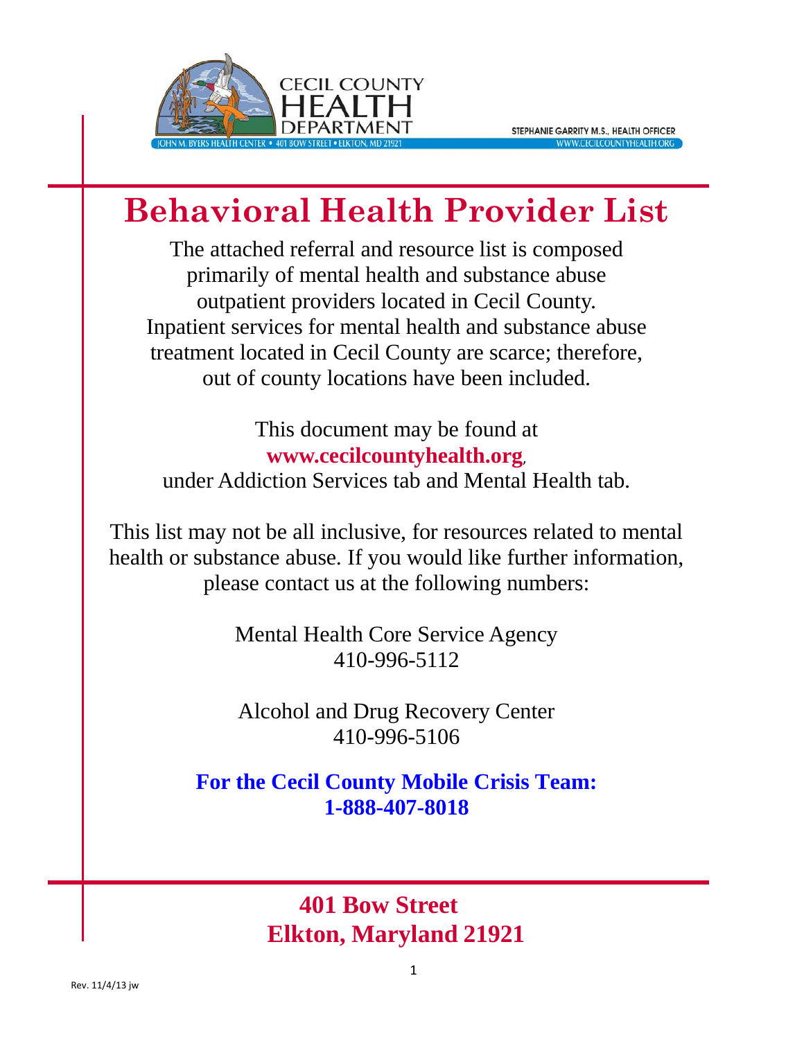CECIL COUNTY HEALTH DEPARTMENT

JOHN M. BYERS HEALTH CENTER • 401 BOW STREET • ELKTON, MD 21921

STEPHANIE GARRITY M.S., HEALTH OFFICER

WWW.CECILCOUNTYHEALTH.ORG

# Behavioral Health Provider List

The attached referral and resource list is composed primarily of mental health and substance abuse outpatient providers located in Cecil County. Inpatient services for mental health and substance abuse treatment located in Cecil County are scarce; therefore, out of county locations have been included.

This document may be found at **www.cecilcountyhealth.org**, under Addiction Services tab and Mental Health tab.

This list may not be all inclusive, for resources related to mental health or substance abuse. If you would like further information, please contact us at the following numbers:

Mental Health Core Service Agency
410-996-5112

Alcohol and Drug Recovery Center
410-996-5106

**For the Cecil County Mobile Crisis Team:**
**1-888-407-8018**

**401 Bow Street**
**Elkton, Maryland 21921**

Rev. 11/4/13 jw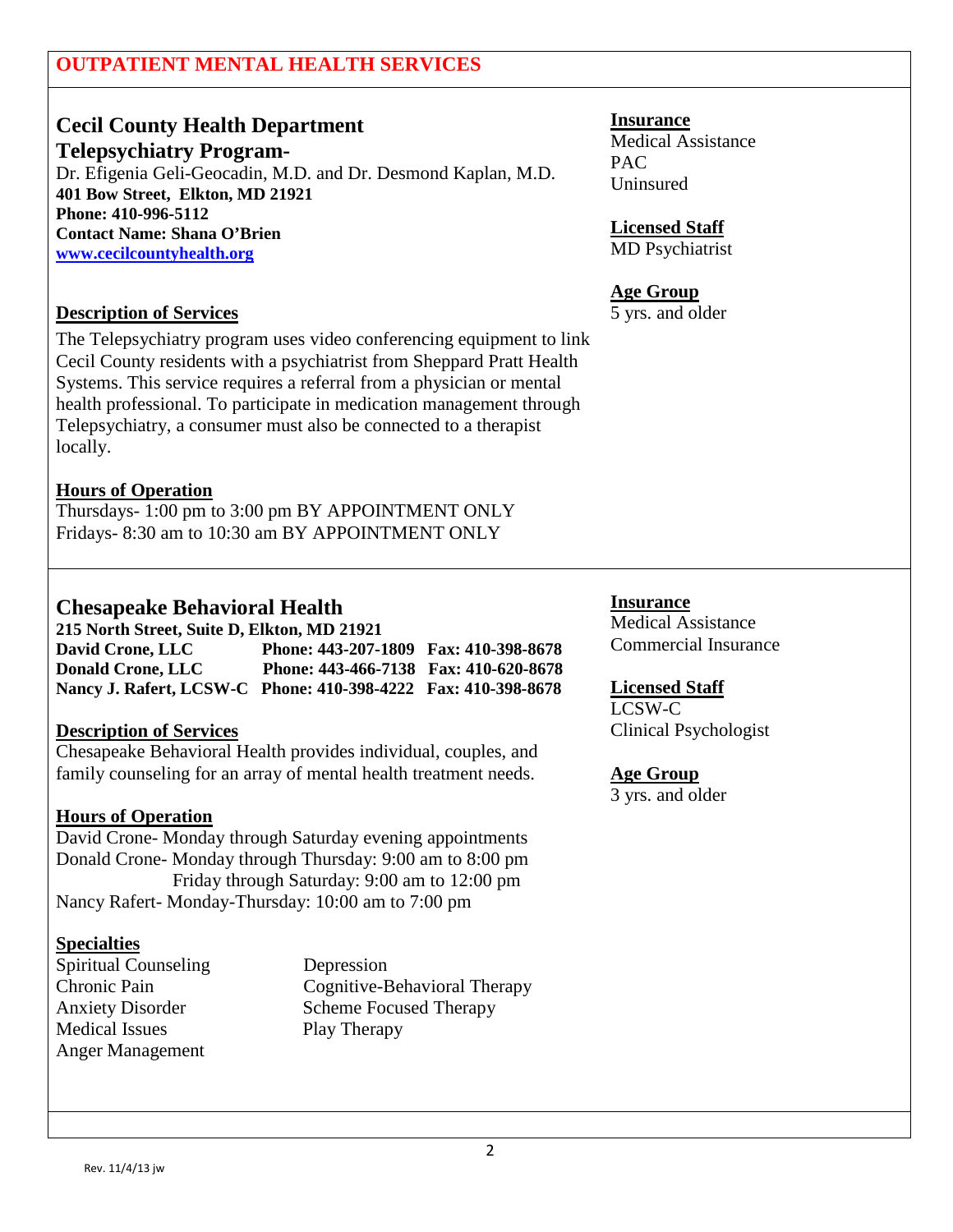## OUTPUT MENTAL HEALTH SERVICES

### Cecil County Health Department Telepsychiatry Program-

Dr. Efigenia Geli-Geocadin, M.D. and Dr. Desmond Kaplan, M.D.
**401 Bow Street, Elkton, MD 21921**
**Phone: 410-996-5112**
**Contact Name: Shana O'Brien**
**www.cecilcountyhealth.org**

**Insurance**
Medical Assistance
PAC
Uninsured

**Licensed Staff**
MD Psychiatrist

**Age Group**
5 yrs. and older

**Description of Services**

The Telepsychiatry program uses video conferencing equipment to link Cecil County residents with a psychiatrist from Sheppard Pratt Health Systems. This service requires a referral from a physician or mental health professional. To participate in medication management through Telepsychiatry, a consumer must also be connected to a therapist locally.

**Hours of Operation**

Thursdays- 1:00 pm to 3:00 pm BY APPOINTMENT ONLY
Fridays- 8:30 am to 10:30 am BY APPOINTMENT ONLY

### Chesapeake Behavioral Health

**215 North Street, Suite D, Elkton, MD 21921**

| | | |
|---|---|---|
| **David Crone, LLC** | **Phone: 443-207-1809** | **Fax: 410-398-8678** |
| **Donald Crone, LLC** | **Phone: 443-466-7138** | **Fax: 410-620-8678** |
| **Nancy J. Rafert, LCSW-C** | **Phone: 410-398-4222** | **Fax: 410-398-8678** |

**Insurance**
Medical Assistance
Commercial Insurance

**Licensed Staff**
LCSW-C
Clinical Psychologist

**Age Group**
3 yrs. and older

**Description of Services**

Chesapeake Behavioral Health provides individual, couples, and family counseling for an array of mental health treatment needs.

**Hours of Operation**

David Crone- Monday through Saturday evening appointments
Donald Crone- Monday through Thursday: 9:00 am to 8:00 pm
Friday through Saturday: 9:00 am to 12:00 pm
Nancy Rafert- Monday-Thursday: 10:00 am to 7:00 pm

**Specialties**

- Spiritual Counseling
- Chronic Pain
- Anxiety Disorder
- Medical Issues
- Anger Management
- Depression
- Cognitive-Behavioral Therapy
- Scheme Focused Therapy
- Play Therapy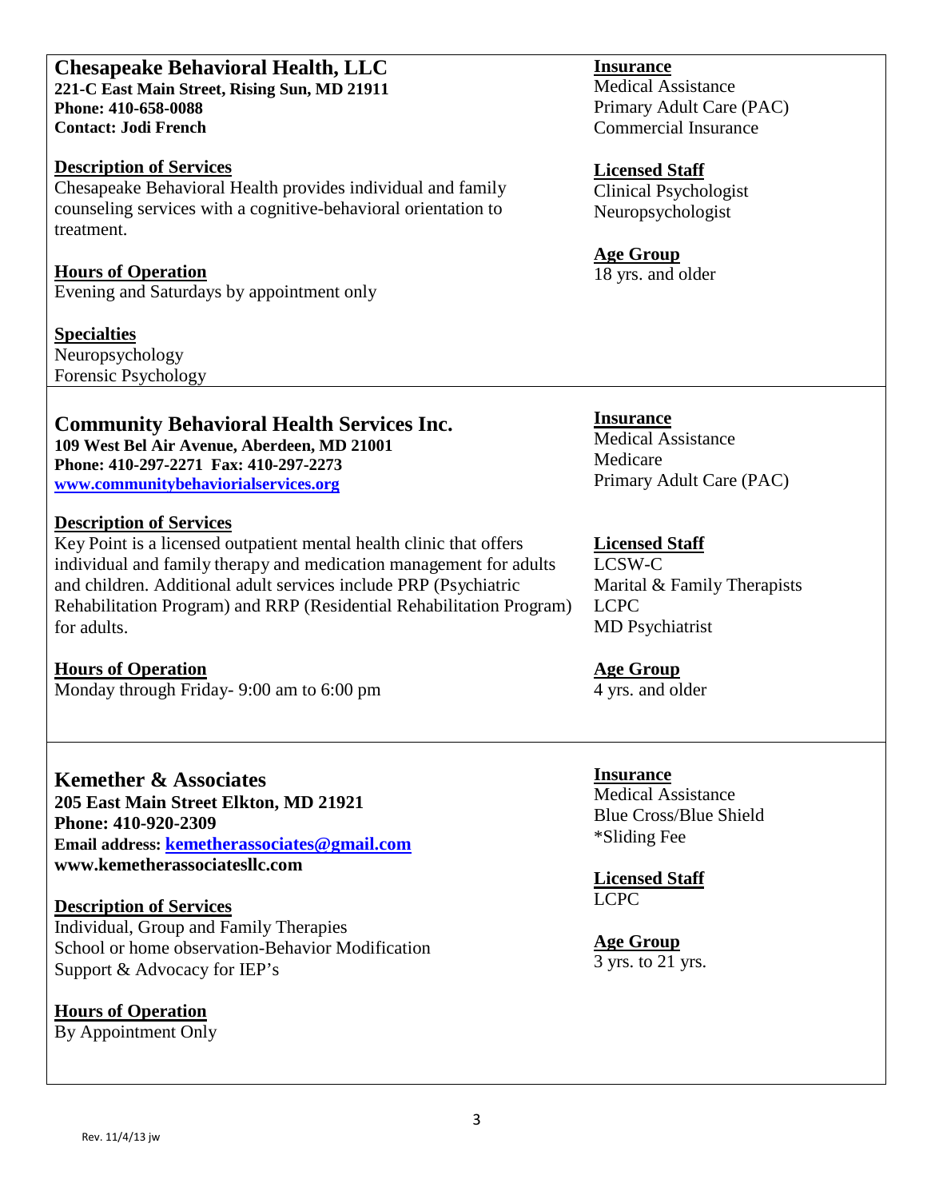## Chesapeake Behavioral Health, LLC

**221-C East Main Street, Rising Sun, MD 21911**
**Phone: 410-658-0088**
**Contact: Jodi French**

**Description of Services**
Chesapeake Behavioral Health provides individual and family counseling services with a cognitive-behavioral orientation to treatment.

**Hours of Operation**
Evening and Saturdays by appointment only

**Specialties**
Neuropsychology
Forensic Psychology

**Insurance**
Medical Assistance
Primary Adult Care (PAC)
Commercial Insurance

**Licensed Staff**
Clinical Psychologist
Neuropsychologist

**Age Group**
18 yrs. and older

## Community Behavioral Health Services Inc.

**109 West Bel Air Avenue, Aberdeen, MD 21001**
**Phone: 410-297-2271 Fax: 410-297-2273**
**www.communitybehaviorialservices.org**

**Description of Services**
Key Point is a licensed outpatient mental health clinic that offers individual and family therapy and medication management for adults and children. Additional adult services include PRP (Psychiatric Rehabilitation Program) and RRP (Residential Rehabilitation Program) for adults.

**Hours of Operation**
Monday through Friday- 9:00 am to 6:00 pm

**Insurance**
Medical Assistance
Medicare
Primary Adult Care (PAC)

**Licensed Staff**
LCSW-C
Marital & Family Therapists
LCPC
MD Psychiatrist

**Age Group**
4 yrs. and older

## Kemether & Associates

**205 East Main Street Elkton, MD 21921**
**Phone: 410-920-2309**
**Email address: kemetherassociates@gmail.com**
**www.kemetherassociatesllc.com**

**Description of Services**
Individual, Group and Family Therapies
School or home observation-Behavior Modification
Support & Advocacy for IEP's

**Hours of Operation**
By Appointment Only

**Insurance**
Medical Assistance
Blue Cross/Blue Shield
*Sliding Fee

**Licensed Staff**
LCPC

**Age Group**
3 yrs. to 21 yrs.

Rev. 11/4/13 jw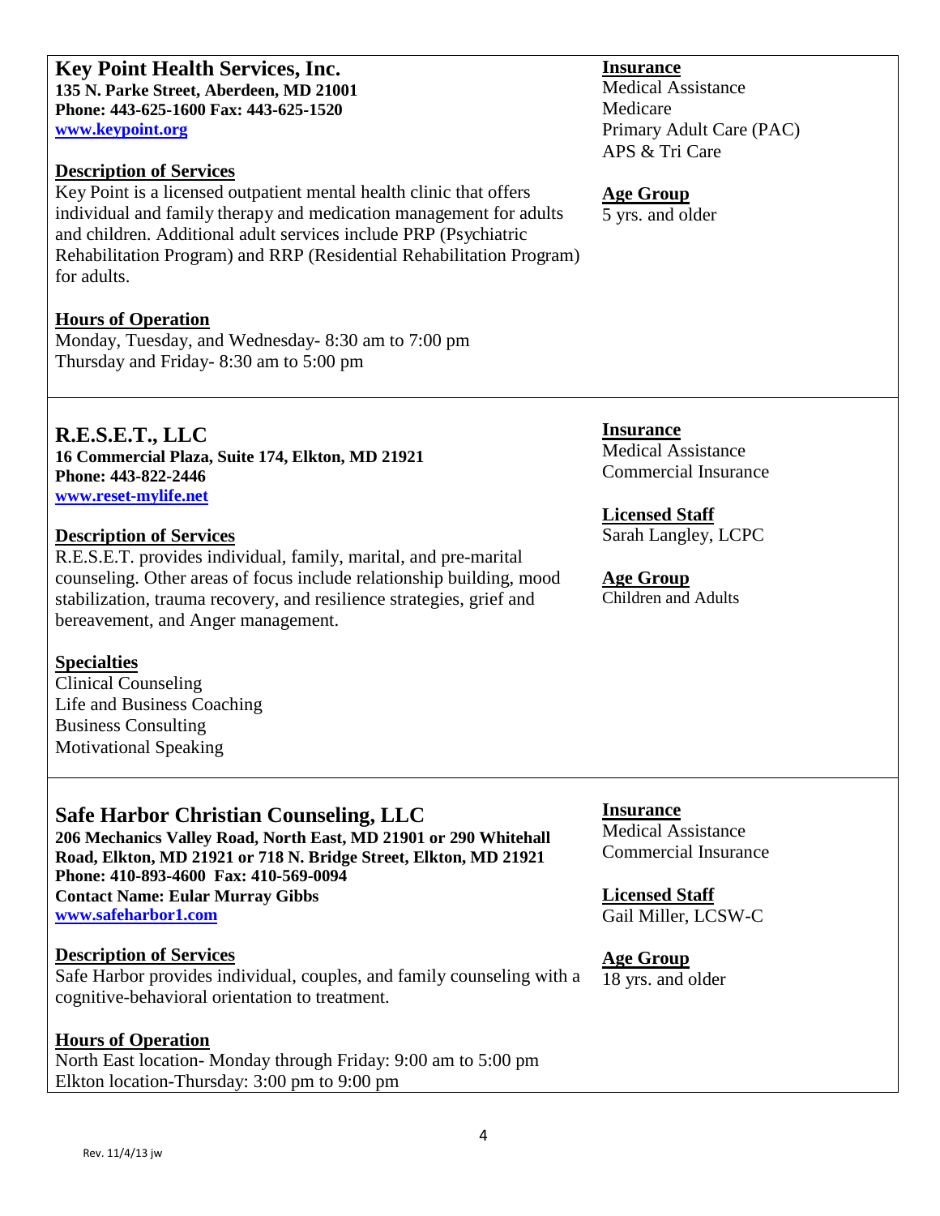## Key Point Health Services, Inc.

**135 N. Parke Street, Aberdeen, MD 21001**
**Phone: 443-625-1600 Fax: 443-625-1520**
**www.keypoint.org**

**Description of Services**
Key Point is a licensed outpatient mental health clinic that offers individual and family therapy and medication management for adults and children. Additional adult services include PRP (Psychiatric Rehabilitation Program) and RRP (Residential Rehabilitation Program) for adults.

**Hours of Operation**
Monday, Tuesday, and Wednesday- 8:30 am to 7:00 pm
Thursday and Friday- 8:30 am to 5:00 pm

**Insurance**
Medical Assistance
Medicare
Primary Adult Care (PAC)
APS & Tri Care

**Age Group**
5 yrs. and older

---

## R.E.S.E.T., LLC

**16 Commercial Plaza, Suite 174, Elkton, MD 21921**
**Phone: 443-822-2446**
**www.reset-mylife.net**

**Description of Services**
R.E.S.E.T. provides individual, family, marital, and pre-marital counseling. Other areas of focus include relationship building, mood stabilization, trauma recovery, and resilience strategies, grief and bereavement, and Anger management.

**Specialties**
Clinical Counseling
Life and Business Coaching
Business Consulting
Motivational Speaking

**Insurance**
Medical Assistance
Commercial Insurance

**Licensed Staff**
Sarah Langley, LCPC

**Age Group**
Children and Adults

---

## Safe Harbor Christian Counseling, LLC

**206 Mechanics Valley Road, North East, MD 21901 or 290 Whitehall Road, Elkton, MD 21921 or 718 N. Bridge Street, Elkton, MD 21921**
**Phone: 410-893-4600 Fax: 410-569-0094**
**Contact Name: Eular Murray Gibbs**
**www.safeharbor1.com**

**Description of Services**
Safe Harbor provides individual, couples, and family counseling with a cognitive-behavioral orientation to treatment.

**Hours of Operation**
North East location- Monday through Friday: 9:00 am to 5:00 pm
Elkton location-Thursday: 3:00 pm to 9:00 pm

**Insurance**
Medical Assistance
Commercial Insurance

**Licensed Staff**
Gail Miller, LCSW-C

**Age Group**
18 yrs. and older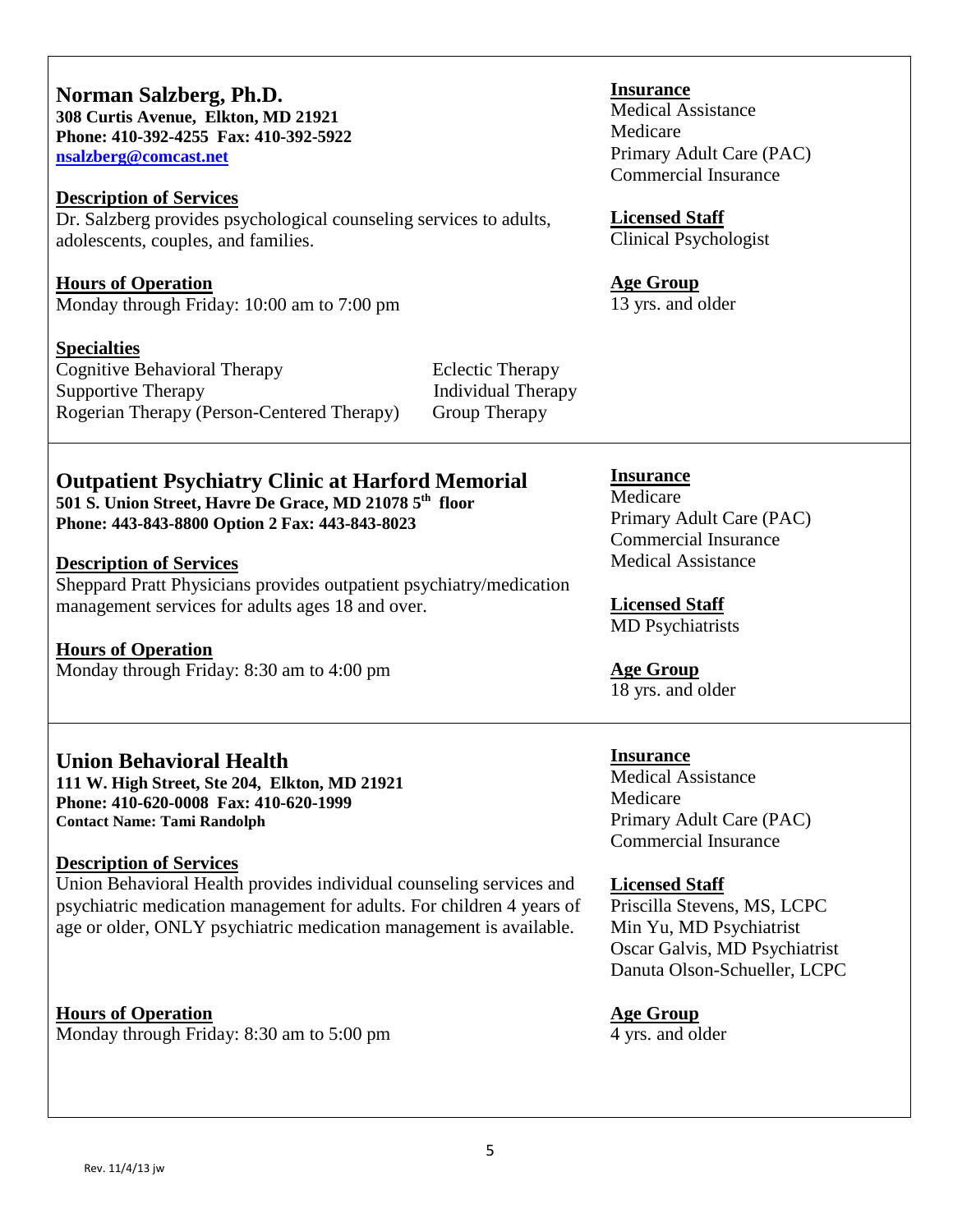## Norman Salzberg, Ph.D.

**308 Curtis Avenue, Elkton, MD 21921**
**Phone: 410-392-4255 Fax: 410-392-5922**
**nsalzberg@comcast.net**

**Description of Services**
Dr. Salzberg provides psychological counseling services to adults, adolescents, couples, and families.

**Hours of Operation**
Monday through Friday: 10:00 am to 7:00 pm

**Specialties**
Cognitive Behavioral Therapy
Supportive Therapy
Rogerian Therapy (Person-Centered Therapy)
Eclectic Therapy
Individual Therapy
Group Therapy

**Insurance**
Medical Assistance
Medicare
Primary Adult Care (PAC)
Commercial Insurance

**Licensed Staff**
Clinical Psychologist

**Age Group**
13 yrs. and older

## Outpatient Psychiatry Clinic at Harford Memorial

**501 S. Union Street, Havre De Grace, MD 21078 5th floor**
**Phone: 443-843-8800 Option 2 Fax: 443-843-8023**

**Description of Services**
Sheppard Pratt Physicians provides outpatient psychiatry/medication management services for adults ages 18 and over.

**Hours of Operation**
Monday through Friday: 8:30 am to 4:00 pm

**Insurance**
Medicare
Primary Adult Care (PAC)
Commercial Insurance
Medical Assistance

**Licensed Staff**
MD Psychiatrists

**Age Group**
18 yrs. and older

## Union Behavioral Health

**111 W. High Street, Ste 204, Elkton, MD 21921**
**Phone: 410-620-0008 Fax: 410-620-1999**
**Contact Name: Tami Randolph**

**Description of Services**
Union Behavioral Health provides individual counseling services and psychiatric medication management for adults. For children 4 years of age or older, ONLY psychiatric medication management is available.

**Hours of Operation**
Monday through Friday: 8:30 am to 5:00 pm

**Insurance**
Medical Assistance
Medicare
Primary Adult Care (PAC)
Commercial Insurance

**Licensed Staff**
Priscilla Stevens, MS, LCPC
Min Yu, MD Psychiatrist
Oscar Galvis, MD Psychiatrist
Danuta Olson-Schueller, LCPC

**Age Group**
4 yrs. and older

Rev. 11/4/13 jw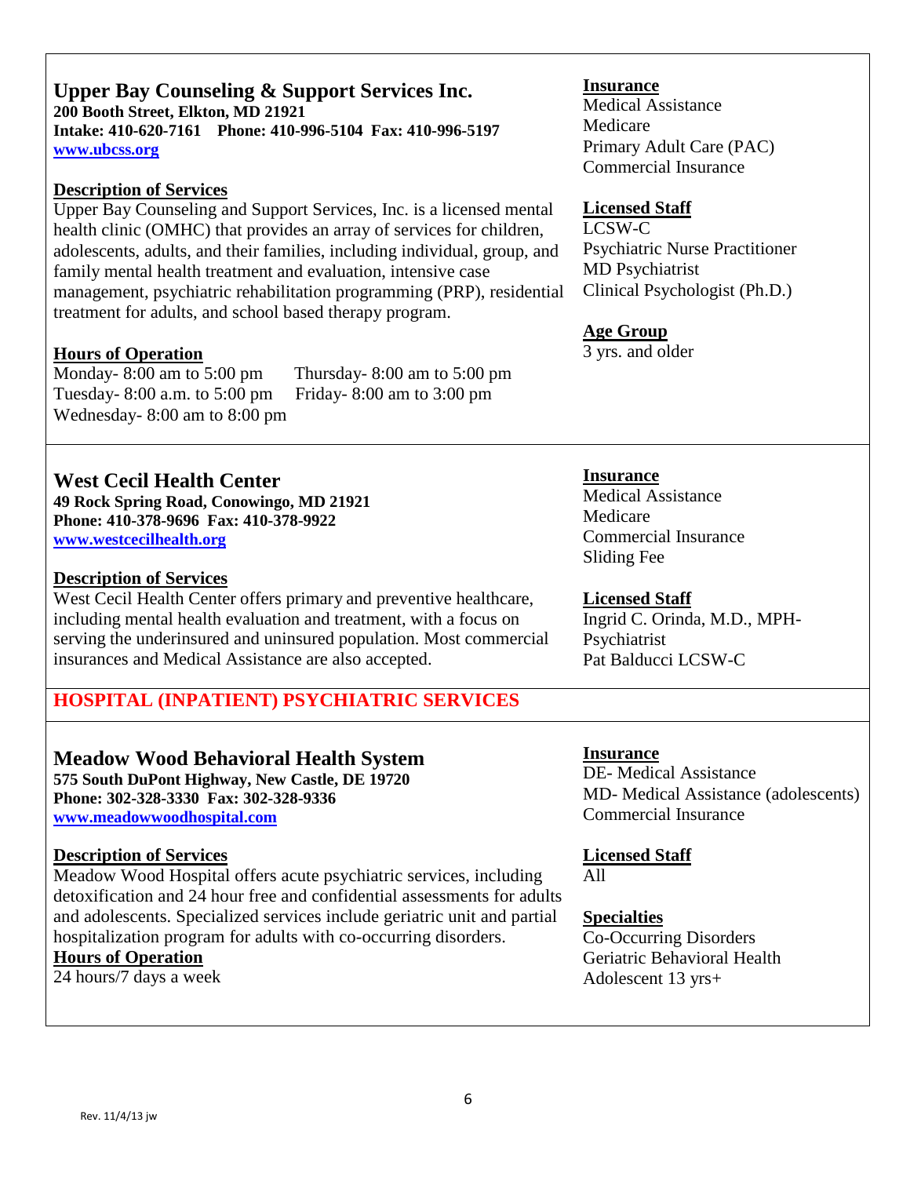## Upper Bay Counseling & Support Services Inc.

**200 Booth Street, Elkton, MD 21921**
**Intake: 410-620-7161 Phone: 410-996-5104 Fax: 410-996-5197**
**[www.ubcss.org](http://www.ubcss.org)**

**Description of Services**

Upper Bay Counseling and Support Services, Inc. is a licensed mental health clinic (OMHC) that provides an array of services for children, adolescents, adults, and their families, including individual, group, and family mental health treatment and evaluation, intensive case management, psychiatric rehabilitation programming (PRP), residential treatment for adults, and school based therapy program.

**Hours of Operation**

Monday- 8:00 am to 5:00 pm
Tuesday- 8:00 a.m. to 5:00 pm
Wednesday- 8:00 am to 8:00 pm
Thursday- 8:00 am to 5:00 pm
Friday- 8:00 am to 3:00 pm

**Insurance**

Medical Assistance
Medicare
Primary Adult Care (PAC)
Commercial Insurance

**Licensed Staff**

LCSW-C
Psychiatric Nurse Practitioner
MD Psychiatrist
Clinical Psychologist (Ph.D.)

**Age Group**

3 yrs. and older

## West Cecil Health Center

**49 Rock Spring Road, Conowingo, MD 21921**
**Phone: 410-378-9696 Fax: 410-378-9922**
**[www.westcecilhealth.org](http://www.westcecilhealth.org)**

**Description of Services**

West Cecil Health Center offers primary and preventive healthcare, including mental health evaluation and treatment, with a focus on serving the underinsured and uninsured population. Most commercial insurances and Medical Assistance are also accepted.

**Insurance**

Medical Assistance
Medicare
Commercial Insurance
Sliding Fee

**Licensed Staff**

Ingrid C. Orinda, M.D., MPH-Psychiatrist
Pat Balducci LCSW-C

# HOSPITAL (INPATIENT) PSYCHIATRIC SERVICES

## Meadow Wood Behavioral Health System

**575 South DuPont Highway, New Castle, DE 19720**
**Phone: 302-328-3330 Fax: 302-328-9336**
**[www.meadowwoodhospital.com](http://www.meadowwoodhospital.com)**

**Description of Services**

Meadow Wood Hospital offers acute psychiatric services, including detoxification and 24 hour free and confidential assessments for adults and adolescents. Specialized services include geriatric unit and partial hospitalization program for adults with co-occurring disorders.

**Hours of Operation**

24 hours/7 days a week

**Insurance**

DE- Medical Assistance
MD- Medical Assistance (adolescents)
Commercial Insurance

**Licensed Staff**

All

**Specialties**

Co-Occurring Disorders
Geriatric Behavioral Health
Adolescent 13 yrs+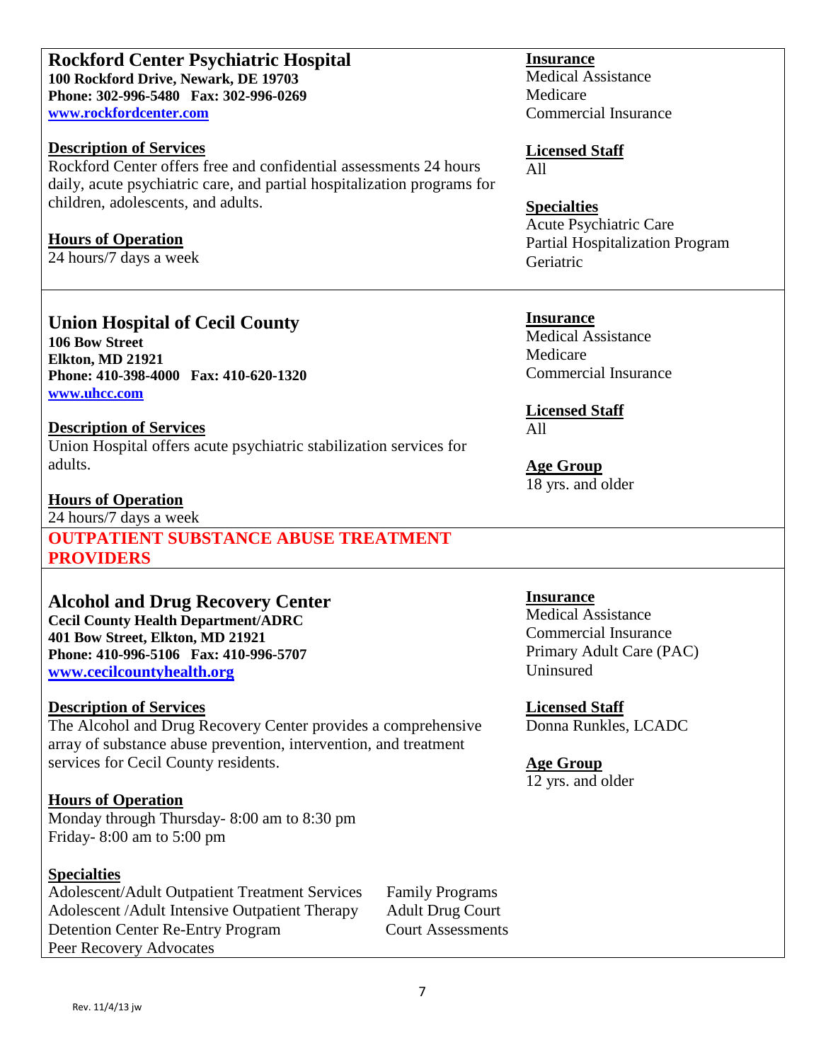## Rockford Center Psychiatric Hospital

**100 Rockford Drive, Newark, DE 19703**
**Phone: 302-996-5480 Fax: 302-996-0269**
**www.rockfordcenter.com**

**Description of Services**
Rockford Center offers free and confidential assessments 24 hours daily, acute psychiatric care, and partial hospitalization programs for children, adolescents, and adults.

**Hours of Operation**
24 hours/7 days a week

**Insurance**
Medical Assistance
Medicare
Commercial Insurance

**Licensed Staff**
All

**Specialties**
Acute Psychiatric Care
Partial Hospitalization Program
Geriatric

## Union Hospital of Cecil County

**106 Bow Street**
**Elkton, MD 21921**
**Phone: 410-398-4000 Fax: 410-620-1320**
**www.uhcc.com**

**Description of Services**
Union Hospital offers acute psychiatric stabilization services for adults.

**Hours of Operation**
24 hours/7 days a week

**Insurance**
Medical Assistance
Medicare
Commercial Insurance

**Licensed Staff**
All

**Age Group**
18 yrs. and older

# OUTPATIENT SUBSTANCE ABUSE TREATMENT PROVIDERS

## Alcohol and Drug Recovery Center

**Cecil County Health Department/ADRC**
**401 Bow Street, Elkton, MD 21921**
**Phone: 410-996-5106 Fax: 410-996-5707**
**www.cecilcountyhealth.org**

**Description of Services**
The Alcohol and Drug Recovery Center provides a comprehensive array of substance abuse prevention, intervention, and treatment services for Cecil County residents.

**Hours of Operation**
Monday through Thursday- 8:00 am to 8:30 pm
Friday- 8:00 am to 5:00 pm

**Specialties**
Adolescent/Adult Outpatient Treatment Services
Adolescent /Adult Intensive Outpatient Therapy
Detention Center Re-Entry Program
Peer Recovery Advocates
Family Programs
Adult Drug Court
Court Assessments

**Insurance**
Medical Assistance
Commercial Insurance
Primary Adult Care (PAC)
Uninsured

**Licensed Staff**
Donna Runkles, LCADC

**Age Group**
12 yrs. and older

Rev. 11/4/13 jw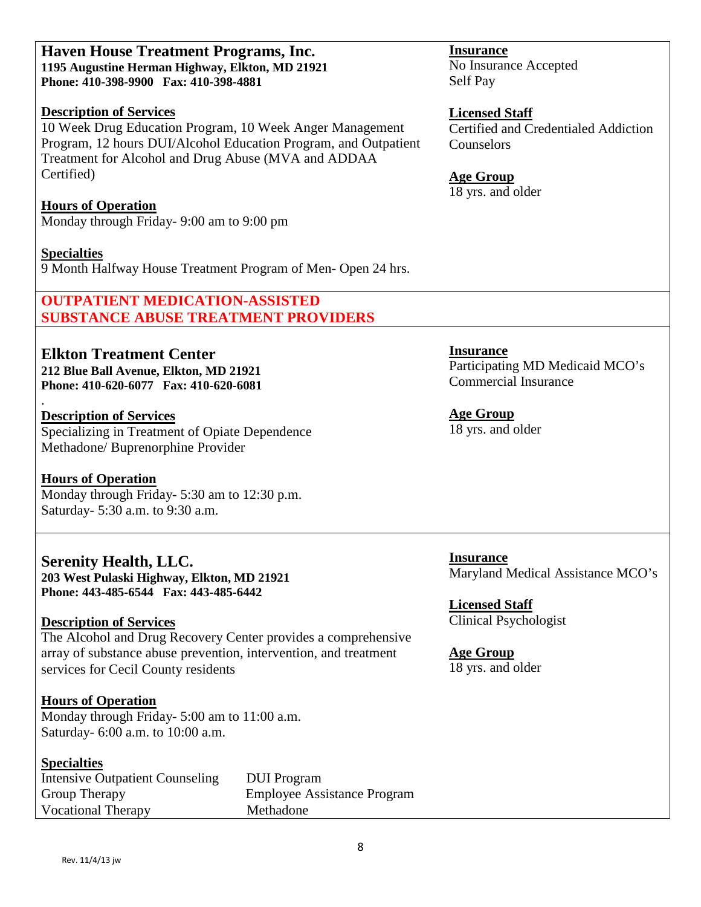## Haven House Treatment Programs, Inc.

**1195 Augustine Herman Highway, Elkton, MD 21921**
**Phone: 410-398-9900 Fax: 410-398-4881**

**Description of Services**
10 Week Drug Education Program, 10 Week Anger Management Program, 12 hours DUI/Alcohol Education Program, and Outpatient Treatment for Alcohol and Drug Abuse (MVA and ADDAA Certified)

**Hours of Operation**
Monday through Friday- 9:00 am to 9:00 pm

**Specialties**
9 Month Halfway House Treatment Program of Men- Open 24 hrs.

**Insurance**
No Insurance Accepted
Self Pay

**Licensed Staff**
Certified and Credentialed Addiction Counselors

**Age Group**
18 yrs. and older

# OUTPATIENT MEDICATION-ASSISTED SUBSTANCE ABUSE TREATMENT PROVIDERS

## Elkton Treatment Center

**212 Blue Ball Avenue, Elkton, MD 21921**
**Phone: 410-620-6077 Fax: 410-620-6081**

**Description of Services**
Specializing in Treatment of Opiate Dependence
Methadone/ Buprenorphine Provider

**Hours of Operation**
Monday through Friday- 5:30 am to 12:30 p.m.
Saturday- 5:30 a.m. to 9:30 a.m.

**Insurance**
Participating MD Medicaid MCO's
Commercial Insurance

**Age Group**
18 yrs. and older

## Serenity Health, LLC.

**203 West Pulaski Highway, Elkton, MD 21921**
**Phone: 443-485-6544 Fax: 443-485-6442**

**Description of Services**
The Alcohol and Drug Recovery Center provides a comprehensive array of substance abuse prevention, intervention, and treatment services for Cecil County residents

**Hours of Operation**
Monday through Friday- 5:00 am to 11:00 a.m.
Saturday- 6:00 a.m. to 10:00 a.m.

**Specialties**
- Intensive Outpatient Counseling
- Group Therapy
- Vocational Therapy
- DUI Program
- Employee Assistance Program
- Methadone

**Insurance**
Maryland Medical Assistance MCO's

**Licensed Staff**
Clinical Psychologist

**Age Group**
18 yrs. and older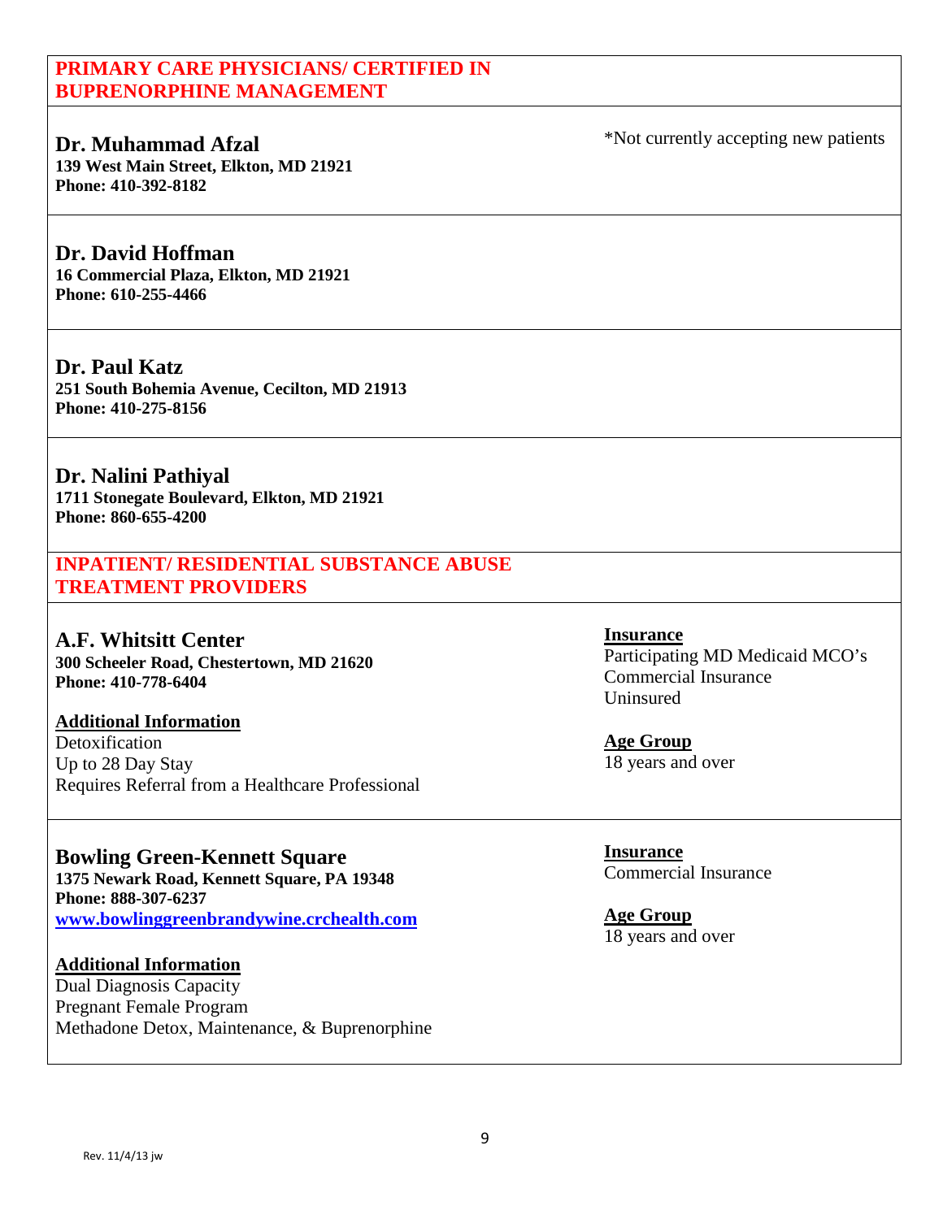## PRIMARY CARE PHYSICIANS/ CERTIFIED IN BUPRENORPHINE MANAGEMENT

### Dr. Muhammad Afzal

*Not currently accepting new patients

**139 West Main Street, Elkton, MD 21921**
**Phone: 410-392-8182**

### Dr. David Hoffman

**16 Commercial Plaza, Elkton, MD 21921**
**Phone: 610-255-4466**

### Dr. Paul Katz

**251 South Bohemia Avenue, Cecilton, MD 21913**
**Phone: 410-275-8156**

### Dr. Nalini Pathiyal

**1711 Stonegate Boulevard, Elkton, MD 21921**
**Phone: 860-655-4200**

## INPATIENT/ RESIDENTIAL SUBSTANCE ABUSE TREATMENT PROVIDERS

### A.F. Whitsitt Center

**300 Scheeler Road, Chestertown, MD 21620**
**Phone: 410-778-6404**

**Additional Information**
Detoxification
Up to 28 Day Stay
Requires Referral from a Healthcare Professional

**Insurance**
Participating MD Medicaid MCO's
Commercial Insurance
Uninsured

**Age Group**
18 years and over

### Bowling Green-Kennett Square

**1375 Newark Road, Kennett Square, PA 19348**
**Phone: 888-307-6237**
**www.bowlinggreenbrandywine.crchealth.com**

**Additional Information**
Dual Diagnosis Capacity
Pregnant Female Program
Methadone Detox, Maintenance, & Buprenorphine

**Insurance**
Commercial Insurance

**Age Group**
18 years and over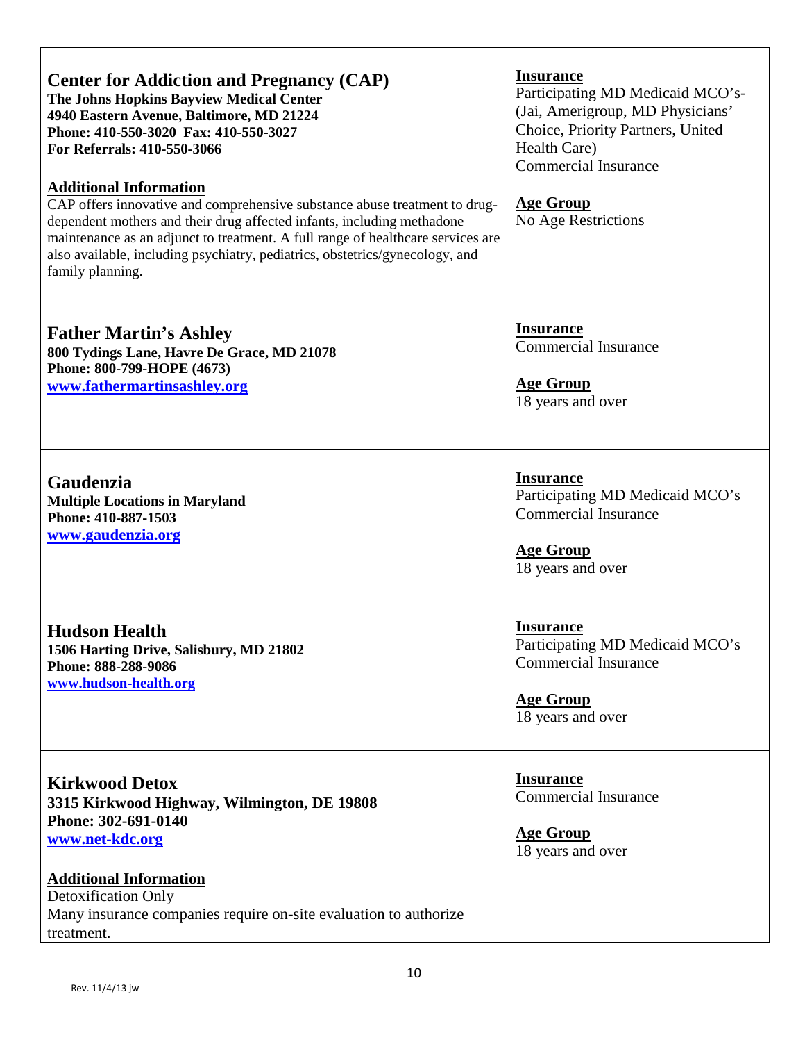## Center for Addiction and Pregnancy (CAP)

**The Johns Hopkins Bayview Medical Center**
**4940 Eastern Avenue, Baltimore, MD 21224**
**Phone: 410-550-3020 Fax: 410-550-3027**
**For Referrals: 410-550-3066**

**Additional Information**
CAP offers innovative and comprehensive substance abuse treatment to drug-dependent mothers and their drug affected infants, including methadone maintenance as an adjunct to treatment. A full range of healthcare services are also available, including psychiatry, pediatrics, obstetrics/gynecology, and family planning.

**Insurance**
Participating MD Medicaid MCO's-(Jai, Amerigroup, MD Physicians' Choice, Priority Partners, United Health Care)
Commercial Insurance

**Age Group**
No Age Restrictions

---

## Father Martin's Ashley

**800 Tydings Lane, Havre De Grace, MD 21078**
**Phone: 800-799-HOPE (4673)**
**www.fathermartinsashley.org**

**Insurance**
Commercial Insurance

**Age Group**
18 years and over

---

## Gaudenzia

**Multiple Locations in Maryland**
**Phone: 410-887-1503**
**www.gaudenzia.org**

**Insurance**
Participating MD Medicaid MCO's
Commercial Insurance

**Age Group**
18 years and over

---

## Hudson Health

**1506 Harting Drive, Salisbury, MD 21802**
**Phone: 888-288-9086**
**www.hudson-health.org**

**Insurance**
Participating MD Medicaid MCO's
Commercial Insurance

**Age Group**
18 years and over

---

## Kirkwood Detox

**3315 Kirkwood Highway, Wilmington, DE 19808**
**Phone: 302-691-0140**
**www.net-kdc.org**

**Additional Information**
Detoxification Only
Many insurance companies require on-site evaluation to authorize treatment.

**Insurance**
Commercial Insurance

**Age Group**
18 years and over

Rev. 11/4/13 jw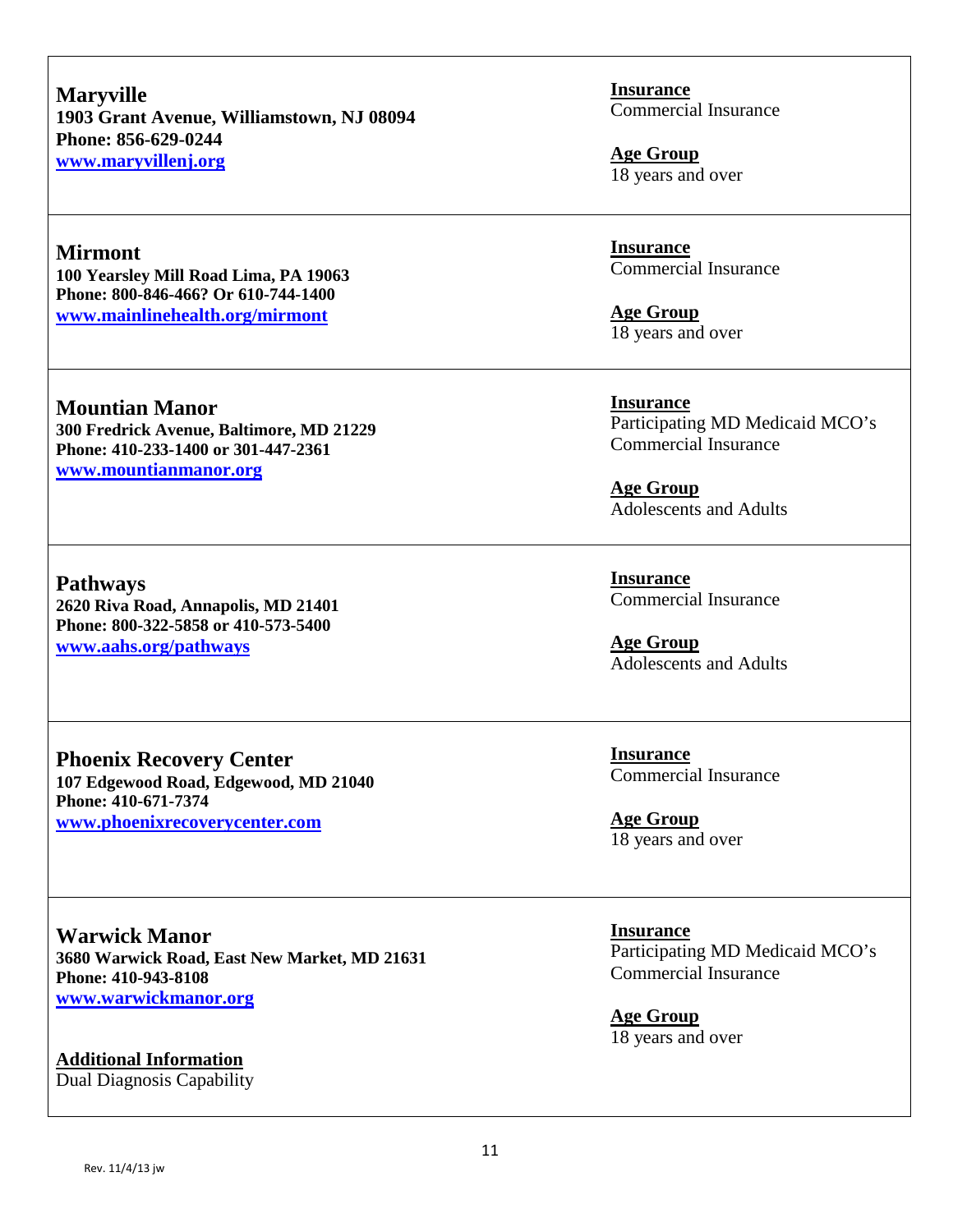**Maryville**
**1903 Grant Avenue, Williamstown, NJ 08094**
**Phone: 856-629-0244**
**www.maryvillenj.org**

**Insurance**
Commercial Insurance

**Age Group**
18 years and over

---

**Mirmont**
**100 Yearsley Mill Road Lima, PA 19063**
**Phone: 800-846-466? Or 610-744-1400**
**www.mainlinehealth.org/mirmont**

**Insurance**
Commercial Insurance

**Age Group**
18 years and over

---

**Mountian Manor**
**300 Fredrick Avenue, Baltimore, MD 21229**
**Phone: 410-233-1400 or 301-447-2361**
**www.mountianmanor.org**

**Insurance**
Participating MD Medicaid MCO's
Commercial Insurance

**Age Group**
Adolescents and Adults

---

**Pathways**
**2620 Riva Road, Annapolis, MD 21401**
**Phone: 800-322-5858 or 410-573-5400**
**www.aahs.org/pathways**

**Insurance**
Commercial Insurance

**Age Group**
Adolescents and Adults

---

**Phoenix Recovery Center**
**107 Edgewood Road, Edgewood, MD 21040**
**Phone: 410-671-7374**
**www.phoenixrecoverycenter.com**

**Insurance**
Commercial Insurance

**Age Group**
18 years and over

---

**Warwick Manor**
**3680 Warwick Road, East New Market, MD 21631**
**Phone: 410-943-8108**
**www.warwickmanor.org**

**Additional Information**
Dual Diagnosis Capability

**Insurance**
Participating MD Medicaid MCO's
Commercial Insurance

**Age Group**
18 years and over

Rev. 11/4/13 jw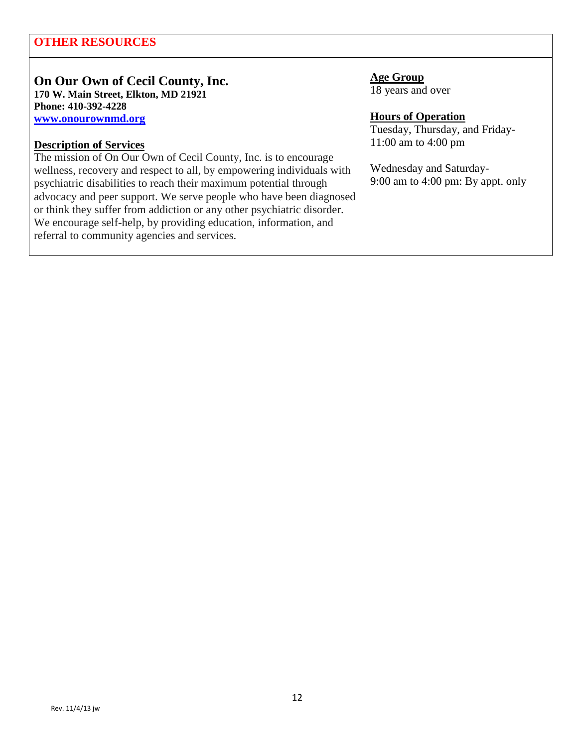## OTHER RESOURCES

### On Our Own of Cecil County, Inc.

**170 W. Main Street, Elkton, MD 21921**
**Phone: 410-392-4228**
**www.onourownmd.org**

**Description of Services**

The mission of On Our Own of Cecil County, Inc. is to encourage wellness, recovery and respect to all, by empowering individuals with psychiatric disabilities to reach their maximum potential through advocacy and peer support. We serve people who have been diagnosed or think they suffer from addiction or any other psychiatric disorder. We encourage self-help, by providing education, information, and referral to community agencies and services.

**Age Group**

18 years and over

**Hours of Operation**

Tuesday, Thursday, and Friday-
11:00 am to 4:00 pm

Wednesday and Saturday-
9:00 am to 4:00 pm: By appt. only

Rev. 11/4/13 jw